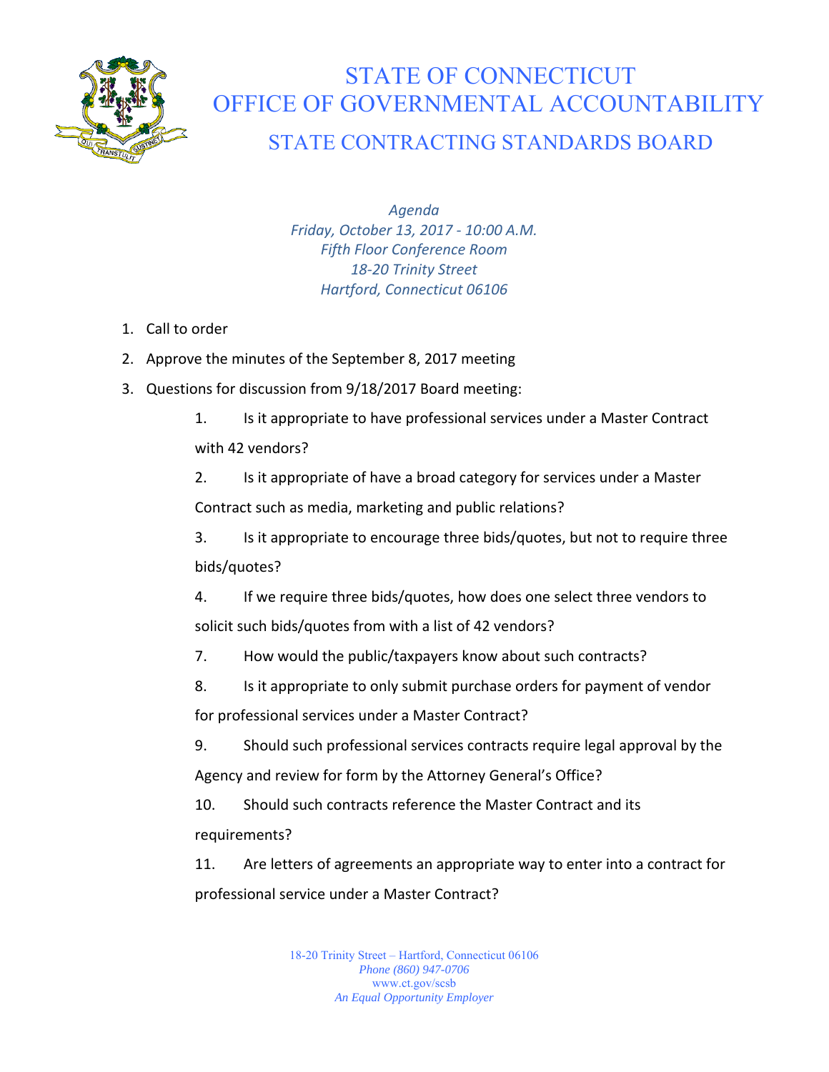# STATE OF CONNECTICUT
# OFFICE OF GOVERNMENTAL ACCOUNTABILITY
## STATE CONTRACTING STANDARDS BOARD

*Agenda*
*Friday, October 13, 2017 - 10:00 A.M.*
*Fifth Floor Conference Room*
*18-20 Trinity Street*
*Hartford, Connecticut 06106*

1. Call to order
2. Approve the minutes of the September 8, 2017 meeting
3. Questions for discussion from 9/18/2017 Board meeting:

    1. Is it appropriate to have professional services under a Master Contract with 42 vendors?

    2. Is it appropriate of have a broad category for services under a Master Contract such as media, marketing and public relations?

    3. Is it appropriate to encourage three bids/quotes, but not to require three bids/quotes?

    4. If we require three bids/quotes, how does one select three vendors to solicit such bids/quotes from with a list of 42 vendors?

    7. How would the public/taxpayers know about such contracts?

    8. Is it appropriate to only submit purchase orders for payment of vendor for professional services under a Master Contract?

    9. Should such professional services contracts require legal approval by the Agency and review for form by the Attorney General's Office?

    10. Should such contracts reference the Master Contract and its requirements?

    11. Are letters of agreements an appropriate way to enter into a contract for professional service under a Master Contract?

18-20 Trinity Street – Hartford, Connecticut 06106
*Phone (860) 947-0706*
www.ct.gov/scsb
*An Equal Opportunity Employer*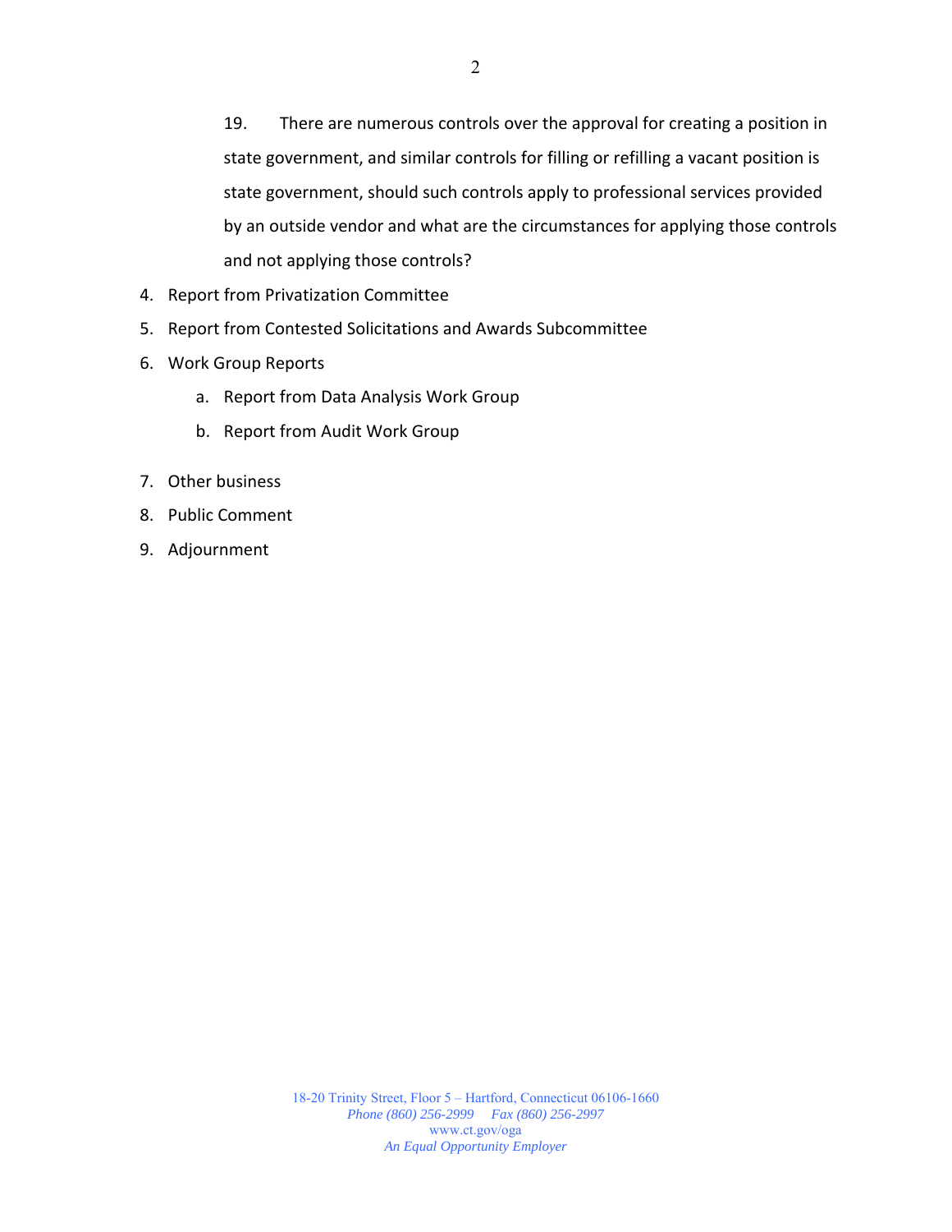19. There are numerous controls over the approval for creating a position in state government, and similar controls for filling or refilling a vacant position is state government, should such controls apply to professional services provided by an outside vendor and what are the circumstances for applying those controls and not applying those controls?

4. Report from Privatization Committee
5. Report from Contested Solicitations and Awards Subcommittee
6. Work Group Reports
   a. Report from Data Analysis Work Group
   b. Report from Audit Work Group
7. Other business
8. Public Comment
9. Adjournment

18-20 Trinity Street, Floor 5 – Hartford, Connecticut 06106-1660
*Phone (860) 256-2999 Fax (860) 256-2997*
www.ct.gov/oga
*An Equal Opportunity Employer*